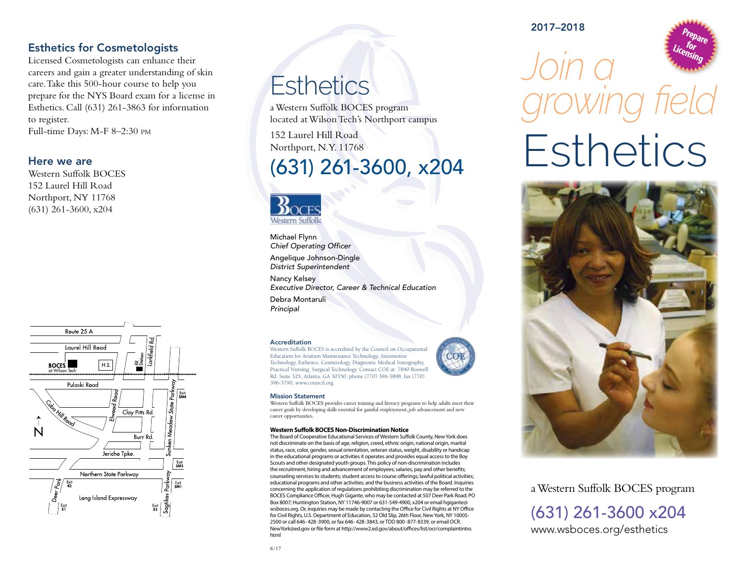## Esthetics for Cosmetologists

Licensed Cosmetologists can enhance their careers and gain a greater understanding of skin care. Take this 500-hour course to help you prepare for the NYS Board exam for a license in Esthetics. Call (631) 261-3863 for information to register.
Full-time Days: M-F 8–2:30 PM

## Here we are

Western Suffolk BOCES
152 Laurel Hill Road
Northport, NY 11768
(631) 261-3600, x204

# Esthetics

a Western Suffolk BOCES program located at Wilson Tech's Northport campus

152 Laurel Hill Road
Northport, N.Y. 11768

## (631) 261-3600, x204

Michael Flynn
*Chief Operating Officer*

Angelique Johnson-Dingle
*District Superintendent*

Nancy Kelsey
*Executive Director, Career & Technical Education*

Debra Montaruli
*Principal*

### Accreditation

Western Suffolk BOCES is accredited by the Council on Occupational Education for Aviation Maintenance Technology, Automotive Technology, Esthetics, Cosmetology, Diagnostic Medical Sonography, Practical Nursing, Surgical Technology. Contact COE at: 7840 Roswell Rd. Suite 325, Atlanta, GA 30350; phone (770) 396-3898; fax (770) 396-3790; www.council.org

### Mission Statement

Western Suffolk BOCES provides career training and literacy programs to help adults meet their career goals by developing skills essential for gainful employment, job advancement and new career opportunities.

**Western Suffolk BOCES Non-Discrimination Notice**

The Board of Cooperative Educational Services of Western Suffolk County, New York does not discriminate on the basis of age, religion, creed, ethnic origin, national origin, marital status, race, color, gender, sexual orientation, veteran status, weight, disability or handicap in the educational programs or activities it operates and provides equal access to the Boy Scouts and other designated youth groups. This policy of non-discrimination includes the recruitment, hiring and advancement of employees; salaries, pay and other benefits; counseling services to students; student access to course offerings; lawful political activities; educational programs and other activities; and the business activities of the Board. Inquiries concerning the application of regulations prohibiting discrimination may be referred to the BOCES Compliance Officer, Hugh Gigante, who may be contacted at 507 Deer Park Road; PO Box 8007; Huntington Station, NY 11746-9007 or 631-549-4900, x204 or email hgigante@wsboces.org. Or, inquiries may be made by contacting the Office for Civil Rights at NY Office for Civil Rights, U.S. Department of Education, 32 Old Slip, 26th Floor, New York, NY 10005-2500 or call 646-428-3900, or fax 646-428-3843, or TDD 800-877-8339, or email OCR.NewYork@ed.gov or file form at http://www2.ed.gov/about/offices/list/ocr/complaintintro.html

8/17

2017–2018

Prepare for Licensing

*Join a growing field*

# Esthetics

a Western Suffolk BOCES program

(631) 261-3600 x204
www.wsboces.org/esthetics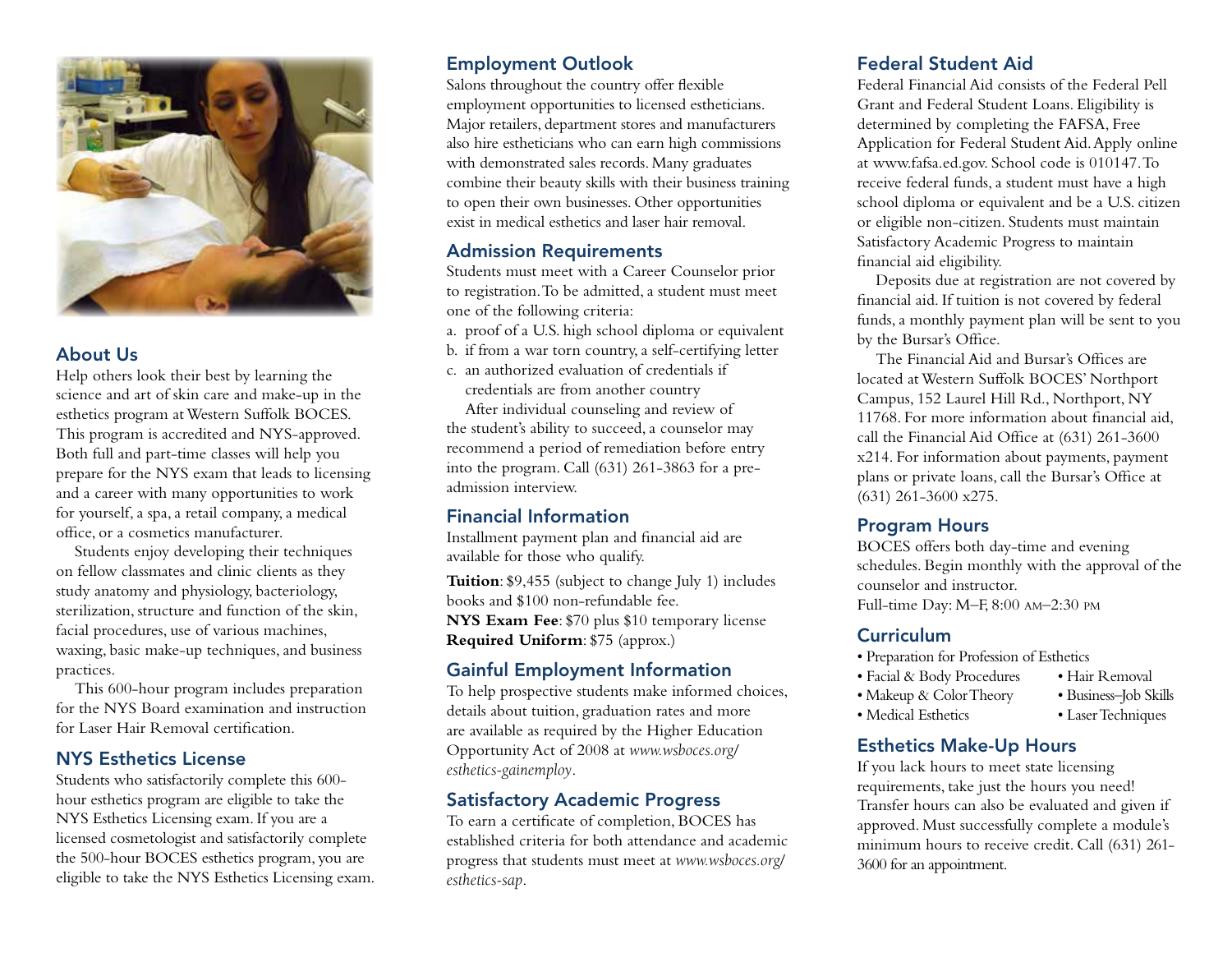## About Us

Help others look their best by learning the science and art of skin care and make-up in the esthetics program at Western Suffolk BOCES. This program is accredited and NYS-approved. Both full and part-time classes will help you prepare for the NYS exam that leads to licensing and a career with many opportunities to work for yourself, a spa, a retail company, a medical office, or a cosmetics manufacturer.

Students enjoy developing their techniques on fellow classmates and clinic clients as they study anatomy and physiology, bacteriology, sterilization, structure and function of the skin, facial procedures, use of various machines, waxing, basic make-up techniques, and business practices.

This 600-hour program includes preparation for the NYS Board examination and instruction for Laser Hair Removal certification.

## NYS Esthetics License

Students who satisfactorily complete this 600-hour esthetics program are eligible to take the NYS Esthetics Licensing exam. If you are a licensed cosmetologist and satisfactorily complete the 500-hour BOCES esthetics program, you are eligible to take the NYS Esthetics Licensing exam.

## Employment Outlook

Salons throughout the country offer flexible employment opportunities to licensed estheticians. Major retailers, department stores and manufacturers also hire estheticians who can earn high commissions with demonstrated sales records. Many graduates combine their beauty skills with their business training to open their own businesses. Other opportunities exist in medical esthetics and laser hair removal.

## Admission Requirements

Students must meet with a Career Counselor prior to registration. To be admitted, a student must meet one of the following criteria:

a. proof of a U.S. high school diploma or equivalent
b. if from a war torn country, a self-certifying letter
c. an authorized evaluation of credentials if credentials are from another country

After individual counseling and review of the student's ability to succeed, a counselor may recommend a period of remediation before entry into the program. Call (631) 261-3863 for a pre-admission interview.

## Financial Information

Installment payment plan and financial aid are available for those who qualify.

**Tuition**: $9,455 (subject to change July 1) includes books and $100 non-refundable fee.
**NYS Exam Fee**: $70 plus $10 temporary license
**Required Uniform**: $75 (approx.)

## Gainful Employment Information

To help prospective students make informed choices, details about tuition, graduation rates and more are available as required by the Higher Education Opportunity Act of 2008 at *www.wsboces.org/esthetics-gainemploy*.

## Satisfactory Academic Progress

To earn a certificate of completion, BOCES has established criteria for both attendance and academic progress that students must meet at *www.wsboces.org/esthetics-sap*.

## Federal Student Aid

Federal Financial Aid consists of the Federal Pell Grant and Federal Student Loans. Eligibility is determined by completing the FAFSA, Free Application for Federal Student Aid. Apply online at www.fafsa.ed.gov. School code is 010147. To receive federal funds, a student must have a high school diploma or equivalent and be a U.S. citizen or eligible non-citizen. Students must maintain Satisfactory Academic Progress to maintain financial aid eligibility.

Deposits due at registration are not covered by financial aid. If tuition is not covered by federal funds, a monthly payment plan will be sent to you by the Bursar's Office.

The Financial Aid and Bursar's Offices are located at Western Suffolk BOCES' Northport Campus, 152 Laurel Hill Rd., Northport, NY 11768. For more information about financial aid, call the Financial Aid Office at (631) 261-3600 x214. For information about payments, payment plans or private loans, call the Bursar's Office at (631) 261-3600 x275.

## Program Hours

BOCES offers both day-time and evening schedules. Begin monthly with the approval of the counselor and instructor.
Full-time Day: M–F, 8:00 AM–2:30 PM

## Curriculum

- Preparation for Profession of Esthetics
- Facial & Body Procedures
- Makeup & Color Theory
- Medical Esthetics
- Hair Removal
- Business–Job Skills
- Laser Techniques

## Esthetics Make-Up Hours

If you lack hours to meet state licensing requirements, take just the hours you need! Transfer hours can also be evaluated and given if approved. Must successfully complete a module's minimum hours to receive credit. Call (631) 261-3600 for an appointment.